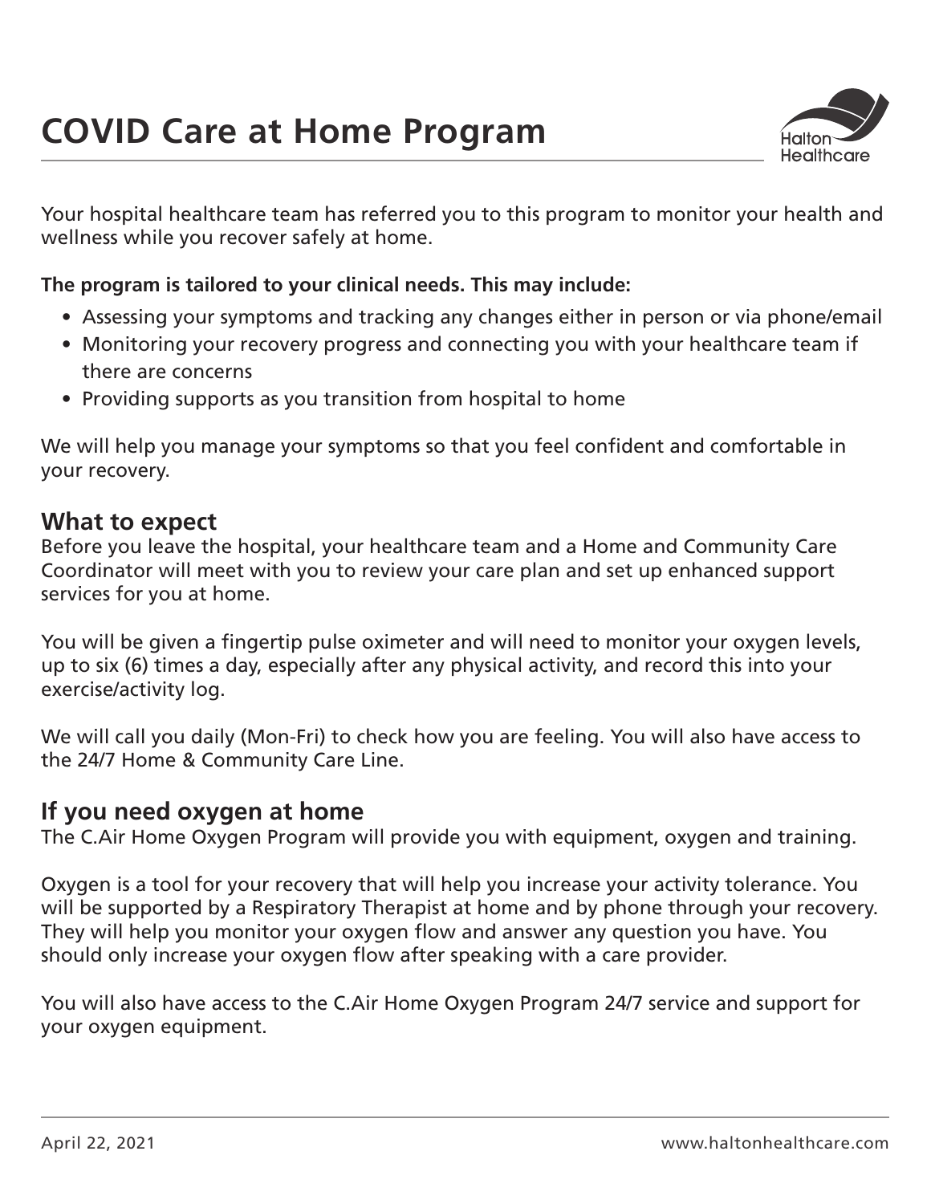# COVID Care at Home Program

Your hospital healthcare team has referred you to this program to monitor your health and wellness while you recover safely at home.

**The program is tailored to your clinical needs. This may include:**

- Assessing your symptoms and tracking any changes either in person or via phone/email
- Monitoring your recovery progress and connecting you with your healthcare team if there are concerns
- Providing supports as you transition from hospital to home

We will help you manage your symptoms so that you feel confident and comfortable in your recovery.

## What to expect

Before you leave the hospital, your healthcare team and a Home and Community Care Coordinator will meet with you to review your care plan and set up enhanced support services for you at home.

You will be given a fingertip pulse oximeter and will need to monitor your oxygen levels, up to six (6) times a day, especially after any physical activity, and record this into your exercise/activity log.

We will call you daily (Mon-Fri) to check how you are feeling. You will also have access to the 24/7 Home & Community Care Line.

## If you need oxygen at home

The C.Air Home Oxygen Program will provide you with equipment, oxygen and training.

Oxygen is a tool for your recovery that will help you increase your activity tolerance. You will be supported by a Respiratory Therapist at home and by phone through your recovery. They will help you monitor your oxygen flow and answer any question you have. You should only increase your oxygen flow after speaking with a care provider.

You will also have access to the C.Air Home Oxygen Program 24/7 service and support for your oxygen equipment.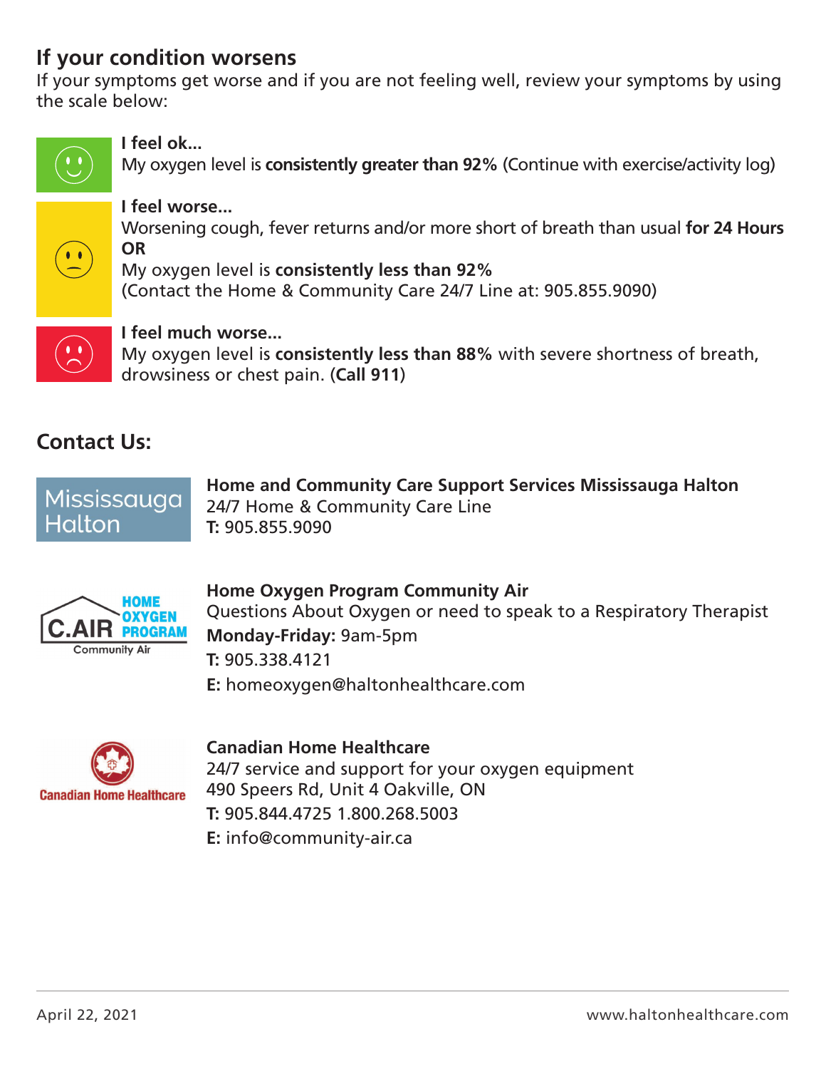## If your condition worsens

If your symptoms get worse and if you are not feeling well, review your symptoms by using the scale below:

**I feel ok...**
My oxygen level is **consistently greater than 92%** (Continue with exercise/activity log)

**I feel worse...**
Worsening cough, fever returns and/or more short of breath than usual **for 24 Hours**
**OR**
My oxygen level is **consistently less than 92%**
(Contact the Home & Community Care 24/7 Line at: 905.855.9090)

**I feel much worse...**
My oxygen level is **consistently less than 88%** with severe shortness of breath, drowsiness or chest pain. (**Call 911**)

## Contact Us:

Mississauga Halton

**Home and Community Care Support Services Mississauga Halton**
24/7 Home & Community Care Line
**T:** 905.855.9090

C.AIR HOME OXYGEN PROGRAM Community Air

**Home Oxygen Program Community Air**
Questions About Oxygen or need to speak to a Respiratory Therapist
**Monday-Friday:** 9am-5pm
**T:** 905.338.4121
**E:** homeoxygen@haltonhealthcare.com

Canadian Home Healthcare

**Canadian Home Healthcare**
24/7 service and support for your oxygen equipment
490 Speers Rd, Unit 4 Oakville, ON
**T:** 905.844.4725 1.800.268.5003
**E:** info@community-air.ca

April 22, 2021 www.haltonhealthcare.com